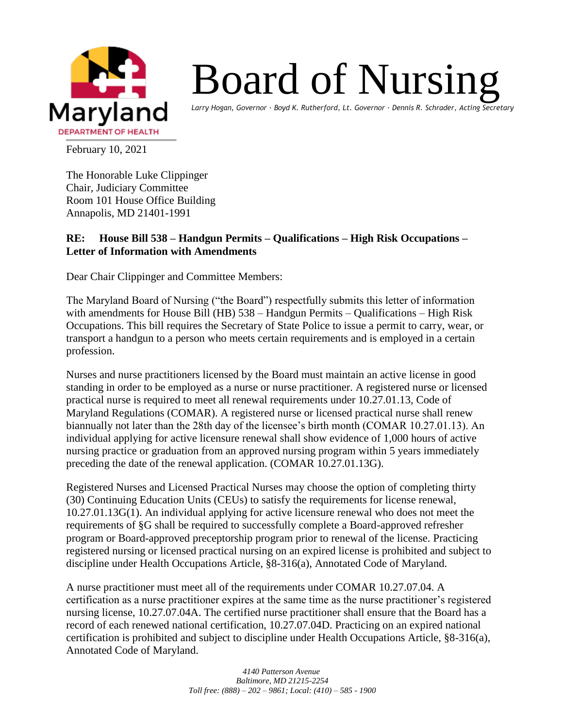# Board of Nursing

*Larry Hogan, Governor · Boyd K. Rutherford, Lt. Governor · Dennis R. Schrader, Acting Secretary*

Maryland DEPARTMENT OF HEALTH

February 10, 2021

The Honorable Luke Clippinger
Chair, Judiciary Committee
Room 101 House Office Building
Annapolis, MD 21401-1991

**RE: House Bill 538 – Handgun Permits – Qualifications – High Risk Occupations – Letter of Information with Amendments**

Dear Chair Clippinger and Committee Members:

The Maryland Board of Nursing ("the Board") respectfully submits this letter of information with amendments for House Bill (HB) 538 – Handgun Permits – Qualifications – High Risk Occupations. This bill requires the Secretary of State Police to issue a permit to carry, wear, or transport a handgun to a person who meets certain requirements and is employed in a certain profession.

Nurses and nurse practitioners licensed by the Board must maintain an active license in good standing in order to be employed as a nurse or nurse practitioner. A registered nurse or licensed practical nurse is required to meet all renewal requirements under 10.27.01.13, Code of Maryland Regulations (COMAR). A registered nurse or licensed practical nurse shall renew biannually not later than the 28th day of the licensee's birth month (COMAR 10.27.01.13). An individual applying for active licensure renewal shall show evidence of 1,000 hours of active nursing practice or graduation from an approved nursing program within 5 years immediately preceding the date of the renewal application. (COMAR 10.27.01.13G).

Registered Nurses and Licensed Practical Nurses may choose the option of completing thirty (30) Continuing Education Units (CEUs) to satisfy the requirements for license renewal, 10.27.01.13G(1). An individual applying for active licensure renewal who does not meet the requirements of §G shall be required to successfully complete a Board-approved refresher program or Board-approved preceptorship program prior to renewal of the license. Practicing registered nursing or licensed practical nursing on an expired license is prohibited and subject to discipline under Health Occupations Article, §8-316(a), Annotated Code of Maryland.

A nurse practitioner must meet all of the requirements under COMAR 10.27.07.04. A certification as a nurse practitioner expires at the same time as the nurse practitioner's registered nursing license, 10.27.07.04A. The certified nurse practitioner shall ensure that the Board has a record of each renewed national certification, 10.27.07.04D. Practicing on an expired national certification is prohibited and subject to discipline under Health Occupations Article, §8-316(a), Annotated Code of Maryland.

*4140 Patterson Avenue*
*Baltimore, MD 21215-2254*
*Toll free: (888) – 202 – 9861; Local: (410) – 585 - 1900*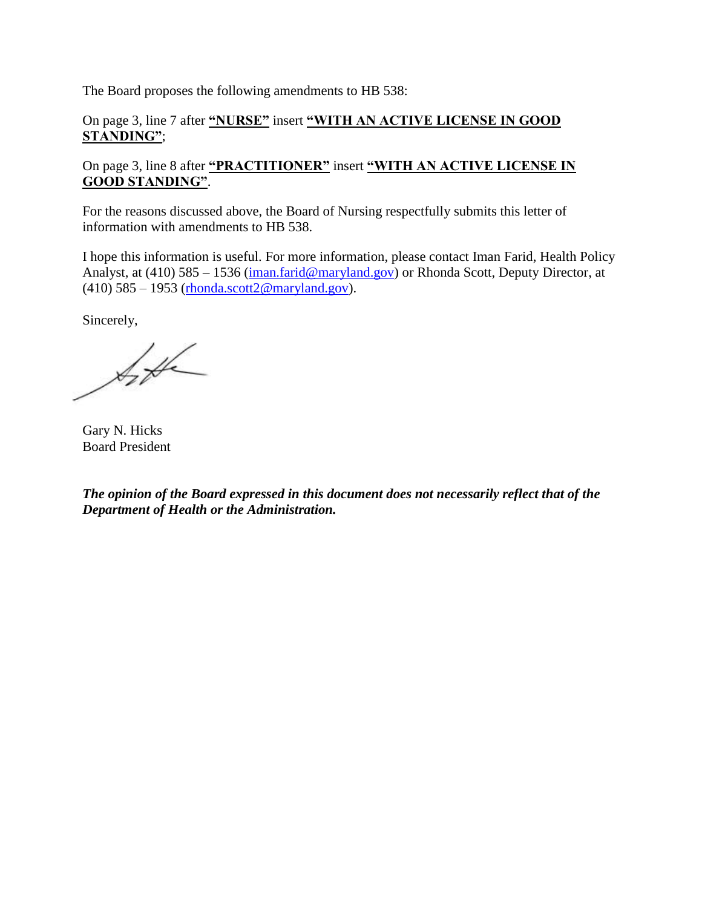The Board proposes the following amendments to HB 538:

On page 3, line 7 after **"NURSE"** insert **"WITH AN ACTIVE LICENSE IN GOOD STANDING"**;

On page 3, line 8 after **"PRACTITIONER"** insert **"WITH AN ACTIVE LICENSE IN GOOD STANDING"**.

For the reasons discussed above, the Board of Nursing respectfully submits this letter of information with amendments to HB 538.

I hope this information is useful. For more information, please contact Iman Farid, Health Policy Analyst, at (410) 585 – 1536 (iman.farid@maryland.gov) or Rhonda Scott, Deputy Director, at (410) 585 – 1953 (rhonda.scott2@maryland.gov).

Sincerely,

Gary N. Hicks
Board President

***The opinion of the Board expressed in this document does not necessarily reflect that of the Department of Health or the Administration.***